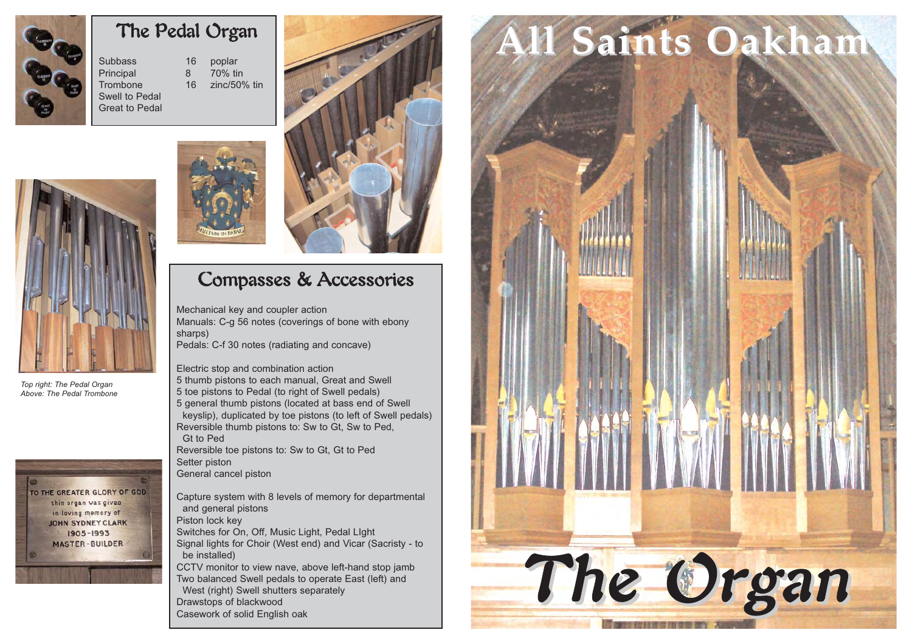# All Saints Oakham

# The Organ

## The Pedal Organ

| | | |
|---|---|---|
| Subbass | 16 | poplar |
| Principal | 8 | 70% tin |
| Trombone | 16 | zinc/50% tin |
| Swell to Pedal | | |
| Great to Pedal | | |

*Top right: The Pedal Organ*
*Above: The Pedal Trombone*

## Compasses & Accessories

Mechanical key and coupler action
Manuals: C-g 56 notes (coverings of bone with ebony sharps)
Pedals: C-f 30 notes (radiating and concave)

Electric stop and combination action
5 thumb pistons to each manual, Great and Swell
5 toe pistons to Pedal (to right of Swell pedals)
5 general thumb pistons (located at bass end of Swell keyslip), duplicated by toe pistons (to left of Swell pedals)
Reversible thumb pistons to: Sw to Gt, Sw to Ped, Gt to Ped
Reversible toe pistons to: Sw to Gt, Gt to Ped
Setter piston
General cancel piston

Capture system with 8 levels of memory for departmental and general pistons
Piston lock key
Switches for On, Off, Music Light, Pedal LIght
Signal lights for Choir (West end) and Vicar (Sacristy - to be installed)
CCTV monitor to view nave, above left-hand stop jamb
Two balanced Swell pedals to operate East (left) and West (right) Swell shutters separately
Drawstops of blackwood
Casework of solid English oak

TO THE GREATER GLORY OF GOD
this organ was given
in loving memory of
JOHN SYDNEY CLARK
1905-1993
MASTER-BUILDER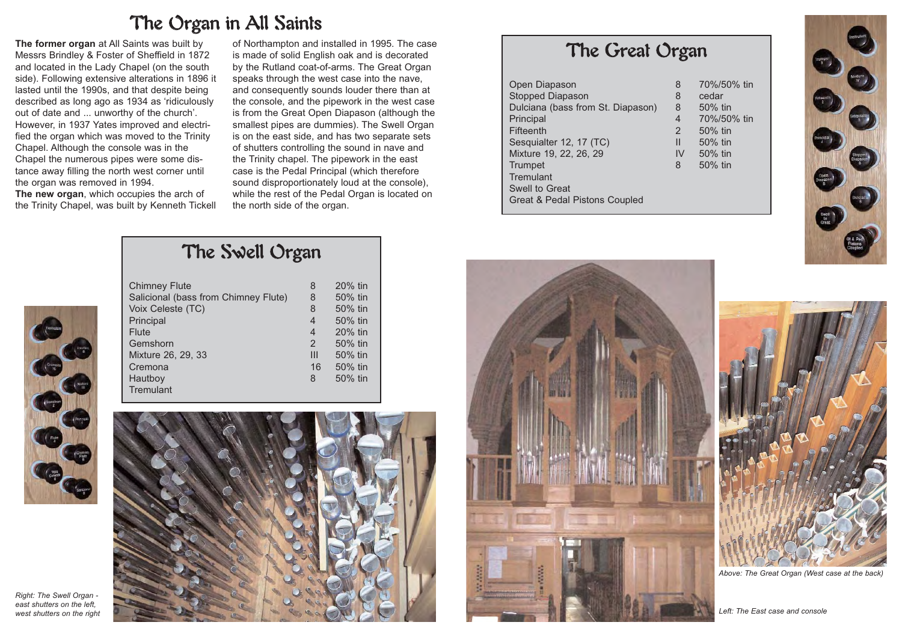# The Organ in All Saints

**The former organ** at All Saints was built by Messrs Brindley & Foster of Sheffield in 1872 and located in the Lady Chapel (on the south side). Following extensive alterations in 1896 it lasted until the 1990s, and that despite being described as long ago as 1934 as 'ridiculously out of date and ... unworthy of the church'. However, in 1937 Yates improved and electrified the organ which was moved to the Trinity Chapel. Although the console was in the Chapel the numerous pipes were some distance away filling the north west corner until the organ was removed in 1994.

**The new organ**, which occupies the arch of the Trinity Chapel, was built by Kenneth Tickell of Northampton and installed in 1995. The case is made of solid English oak and is decorated by the Rutland coat-of-arms. The Great Organ speaks through the west case into the nave, and consequently sounds louder there than at the console, and the pipework in the west case is from the Great Open Diapason (although the smallest pipes are dummies). The Swell Organ is on the east side, and has two separate sets of shutters controlling the sound in nave and the Trinity chapel. The pipework in the east case is the Pedal Principal (which therefore sound disproportionately loud at the console), while the rest of the Pedal Organ is located on the north side of the organ.

## The Great Organ

| | | |
|---|---|---|
| Open Diapason | 8 | 70%/50% tin |
| Stopped Diapason | 8 | cedar |
| Dulciana (bass from St. Diapason) | 8 | 50% tin |
| Principal | 4 | 70%/50% tin |
| Fifteenth | 2 | 50% tin |
| Sesquialter 12, 17 (TC) | II | 50% tin |
| Mixture 19, 22, 26, 29 | IV | 50% tin |
| Trumpet | 8 | 50% tin |
| Tremulant | | |
| Swell to Great | | |
| Great & Pedal Pistons Coupled | | |

## The Swell Organ

| | | |
|---|---|---|
| Chimney Flute | 8 | 20% tin |
| Salicional (bass from Chimney Flute) | 8 | 50% tin |
| Voix Celeste (TC) | 8 | 50% tin |
| Principal | 4 | 50% tin |
| Flute | 4 | 20% tin |
| Gemshorn | 2 | 50% tin |
| Mixture 26, 29, 33 | III | 50% tin |
| Cremona | 16 | 50% tin |
| Hautboy | 8 | 50% tin |
| Tremulant | | |

*Right: The Swell Organ - east shutters on the left, west shutters on the right*

*Above: The Great Organ (West case at the back)*

*Left: The East case and console*